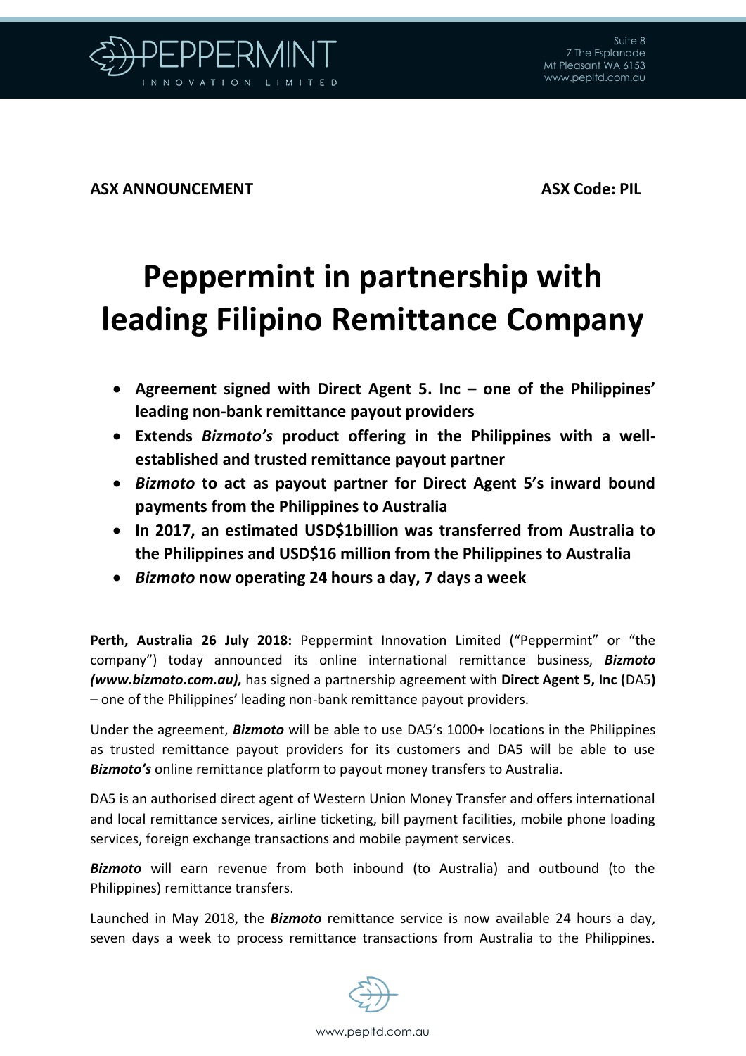**ASX ANNOUNCEMENT** **ASX Code: PIL**

# Peppermint in partnership with leading Filipino Remittance Company

- **Agreement signed with Direct Agent 5. Inc – one of the Philippines' leading non-bank remittance payout providers**
- **Extends *Bizmoto's* product offering in the Philippines with a well-established and trusted remittance payout partner**
- ***Bizmoto* to act as payout partner for Direct Agent 5's inward bound payments from the Philippines to Australia**
- **In 2017, an estimated USD$1billion was transferred from Australia to the Philippines and USD$16 million from the Philippines to Australia**
- ***Bizmoto* now operating 24 hours a day, 7 days a week**

**Perth, Australia 26 July 2018:** Peppermint Innovation Limited ("Peppermint" or "the company") today announced its online international remittance business, ***Bizmoto (www.bizmoto.com.au),*** has signed a partnership agreement with **Direct Agent 5, Inc (**DA5**)** – one of the Philippines' leading non-bank remittance payout providers.

Under the agreement, ***Bizmoto*** will be able to use DA5's 1000+ locations in the Philippines as trusted remittance payout providers for its customers and DA5 will be able to use ***Bizmoto's*** online remittance platform to payout money transfers to Australia.

DA5 is an authorised direct agent of Western Union Money Transfer and offers international and local remittance services, airline ticketing, bill payment facilities, mobile phone loading services, foreign exchange transactions and mobile payment services.

***Bizmoto*** will earn revenue from both inbound (to Australia) and outbound (to the Philippines) remittance transfers.

Launched in May 2018, the ***Bizmoto*** remittance service is now available 24 hours a day, seven days a week to process remittance transactions from Australia to the Philippines.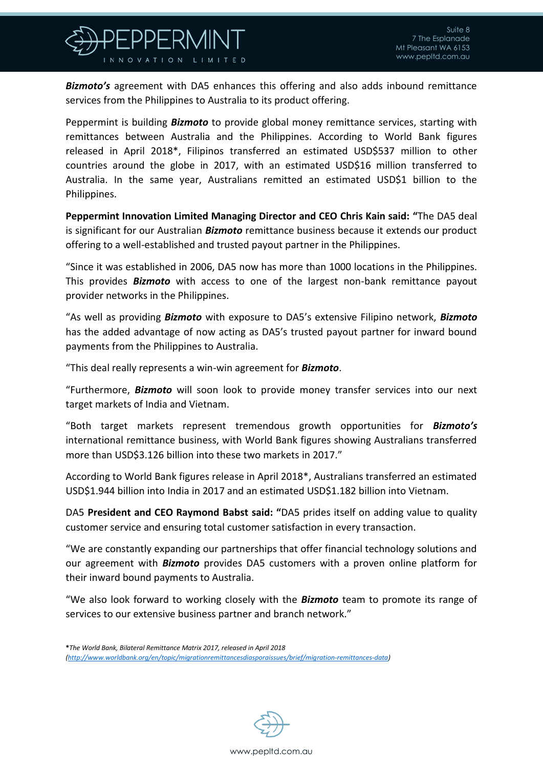***Bizmoto's*** agreement with DA5 enhances this offering and also adds inbound remittance services from the Philippines to Australia to its product offering.

Peppermint is building ***Bizmoto*** to provide global money remittance services, starting with remittances between Australia and the Philippines. According to World Bank figures released in April 2018*, Filipinos transferred an estimated USD$537 million to other countries around the globe in 2017, with an estimated USD$16 million transferred to Australia. In the same year, Australians remitted an estimated USD$1 billion to the Philippines.

**Peppermint Innovation Limited Managing Director and CEO Chris Kain said: "**The DA5 deal is significant for our Australian ***Bizmoto*** remittance business because it extends our product offering to a well-established and trusted payout partner in the Philippines.

"Since it was established in 2006, DA5 now has more than 1000 locations in the Philippines. This provides ***Bizmoto*** with access to one of the largest non-bank remittance payout provider networks in the Philippines.

"As well as providing ***Bizmoto*** with exposure to DA5's extensive Filipino network, ***Bizmoto*** has the added advantage of now acting as DA5's trusted payout partner for inward bound payments from the Philippines to Australia.

"This deal really represents a win-win agreement for ***Bizmoto***.

"Furthermore, ***Bizmoto*** will soon look to provide money transfer services into our next target markets of India and Vietnam.

"Both target markets represent tremendous growth opportunities for ***Bizmoto's*** international remittance business, with World Bank figures showing Australians transferred more than USD$3.126 billion into these two markets in 2017."

According to World Bank figures release in April 2018*, Australians transferred an estimated USD$1.944 billion into India in 2017 and an estimated USD$1.182 billion into Vietnam.

DA5 **President and CEO Raymond Babst said: "**DA5 prides itself on adding value to quality customer service and ensuring total customer satisfaction in every transaction.

"We are constantly expanding our partnerships that offer financial technology solutions and our agreement with ***Bizmoto*** provides DA5 customers with a proven online platform for their inward bound payments to Australia.

"We also look forward to working closely with the ***Bizmoto*** team to promote its range of services to our extensive business partner and branch network."

***The World Bank, Bilateral Remittance Matrix 2017, released in April 2018*** *(http://www.worldbank.org/en/topic/migrationremittancesdiasporaissues/brief/migration-remittances-data)*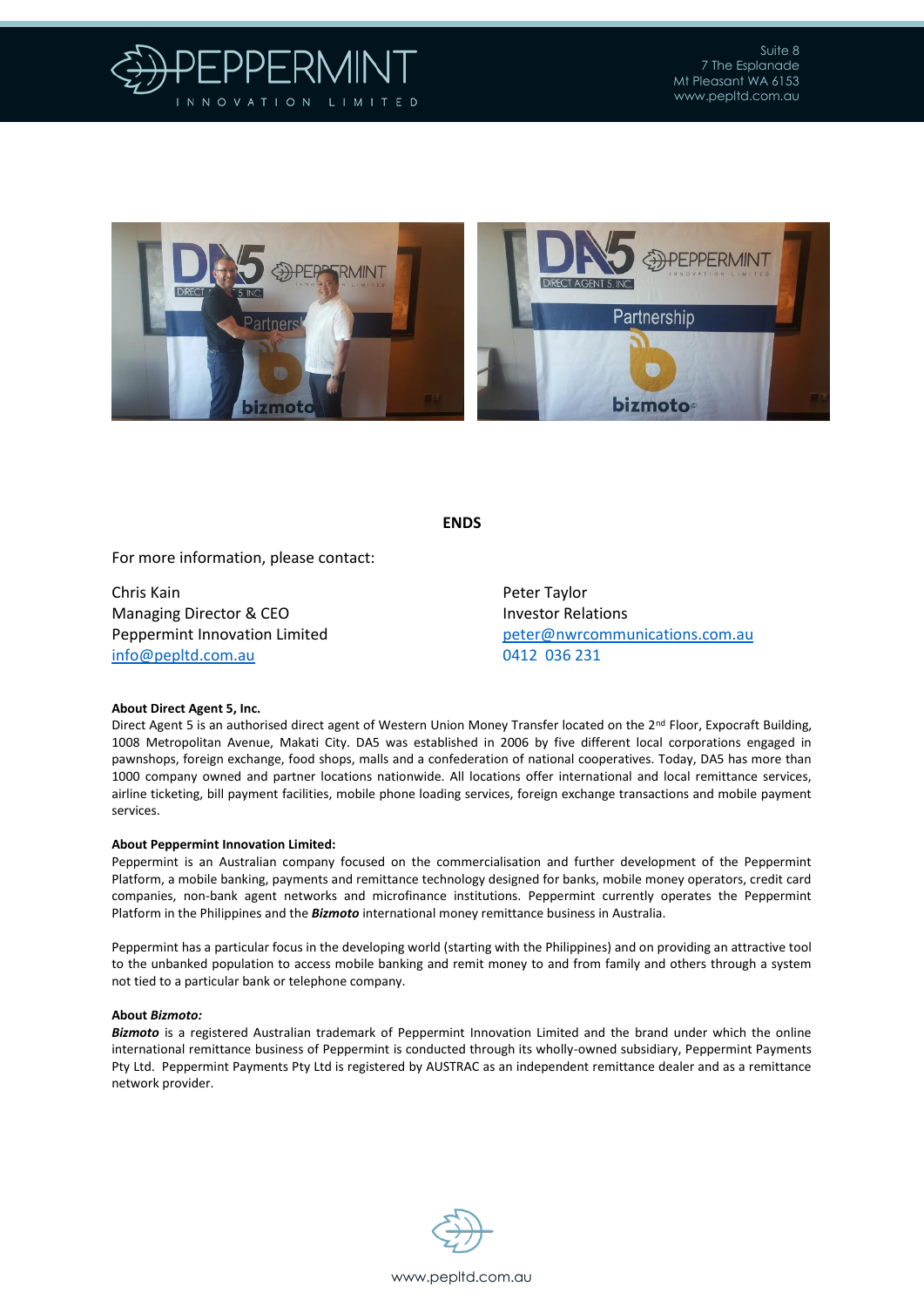**ENDS**

For more information, please contact:

Chris Kain
Managing Director & CEO
Peppermint Innovation Limited
info@pepltd.com.au

Peter Taylor
Investor Relations
peter@nwrcommunications.com.au
0412 036 231

**About Direct Agent 5, Inc.**

Direct Agent 5 is an authorised direct agent of Western Union Money Transfer located on the 2nd Floor, Expocraft Building, 1008 Metropolitan Avenue, Makati City. DA5 was established in 2006 by five different local corporations engaged in pawnshops, foreign exchange, food shops, malls and a confederation of national cooperatives. Today, DA5 has more than 1000 company owned and partner locations nationwide. All locations offer international and local remittance services, airline ticketing, bill payment facilities, mobile phone loading services, foreign exchange transactions and mobile payment services.

**About Peppermint Innovation Limited:**

Peppermint is an Australian company focused on the commercialisation and further development of the Peppermint Platform, a mobile banking, payments and remittance technology designed for banks, mobile money operators, credit card companies, non-bank agent networks and microfinance institutions. Peppermint currently operates the Peppermint Platform in the Philippines and the ***Bizmoto*** international money remittance business in Australia.

Peppermint has a particular focus in the developing world (starting with the Philippines) and on providing an attractive tool to the unbanked population to access mobile banking and remit money to and from family and others through a system not tied to a particular bank or telephone company.

**About *Bizmoto:***

***Bizmoto*** is a registered Australian trademark of Peppermint Innovation Limited and the brand under which the online international remittance business of Peppermint is conducted through its wholly-owned subsidiary, Peppermint Payments Pty Ltd. Peppermint Payments Pty Ltd is registered by AUSTRAC as an independent remittance dealer and as a remittance network provider.